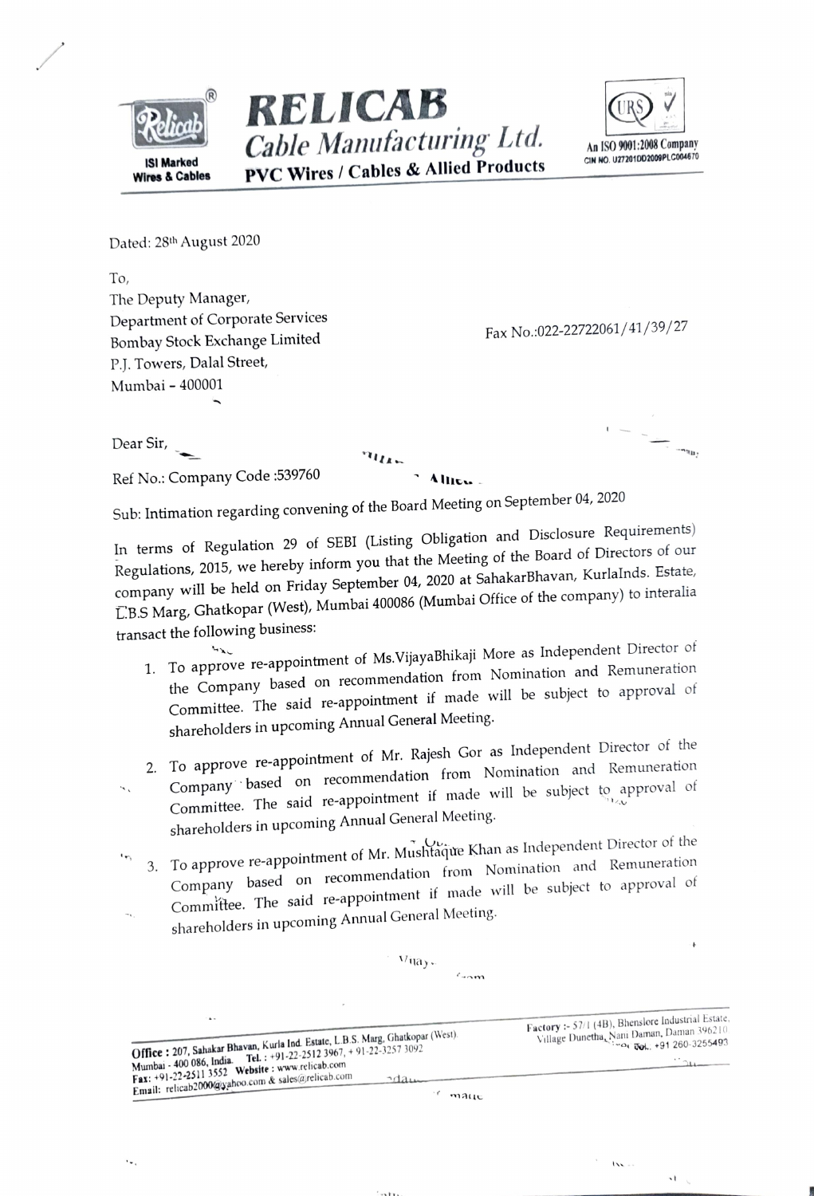# RELICAB

## Cable Manufacturing Ltd.

**PVC Wires / Cables & Allied Products**

**ISI Marked Wires & Cables**

An ISO 9001:2008 Company
CIN NO. U27201DD2009PLC004670

Dated: 28th August 2020

To,
The Deputy Manager,
Department of Corporate Services
Bombay Stock Exchange Limited
P.J. Towers, Dalal Street,
Mumbai – 400001

Fax No.:022-22722061/41/39/27

Dear Sir,

Ref No.: Company Code :539760

Sub: Intimation regarding convening of the Board Meeting on September 04, 2020

In terms of Regulation 29 of SEBI (Listing Obligation and Disclosure Requirements) Regulations, 2015, we hereby inform you that the Meeting of the Board of Directors of our company will be held on Friday September 04, 2020 at SahakarBhavan, KurlaInds. Estate, L.B.S Marg, Ghatkopar (West), Mumbai 400086 (Mumbai Office of the company) to interalia transact the following business:

1. To approve re-appointment of Ms.VijayaBhikaji More as Independent Director of the Company based on recommendation from Nomination and Remuneration Committee. The said re-appointment if made will be subject to approval of shareholders in upcoming Annual General Meeting.
2. To approve re-appointment of Mr. Rajesh Gor as Independent Director of the Company based on recommendation from Nomination and Remuneration Committee. The said re-appointment if made will be subject to approval of shareholders in upcoming Annual General Meeting.
3. To approve re-appointment of Mr. Mushtaque Khan as Independent Director of the Company based on recommendation from Nomination and Remuneration Committee. The said re-appointment if made will be subject to approval of shareholders in upcoming Annual General Meeting.

**Office :** 207, Sahakar Bhavan, Kurla Ind. Estate, L.B.S. Marg, Ghatkopar (West), Mumbai - 400 086, India. **Tel. :** +91-22-2512 3967, + 91-22-3257 3092 **Fax:** +91-22-2511 3552 **Website :** www.relicab.com **Email:** relicab2000@yahoo.com & sales@relicab.com

**Factory :-** 57/1 (4B), Bhenslore Industrial Estate, Village Dunetha, Nani Daman, Daman 396210 Tel.: +91 260-3255493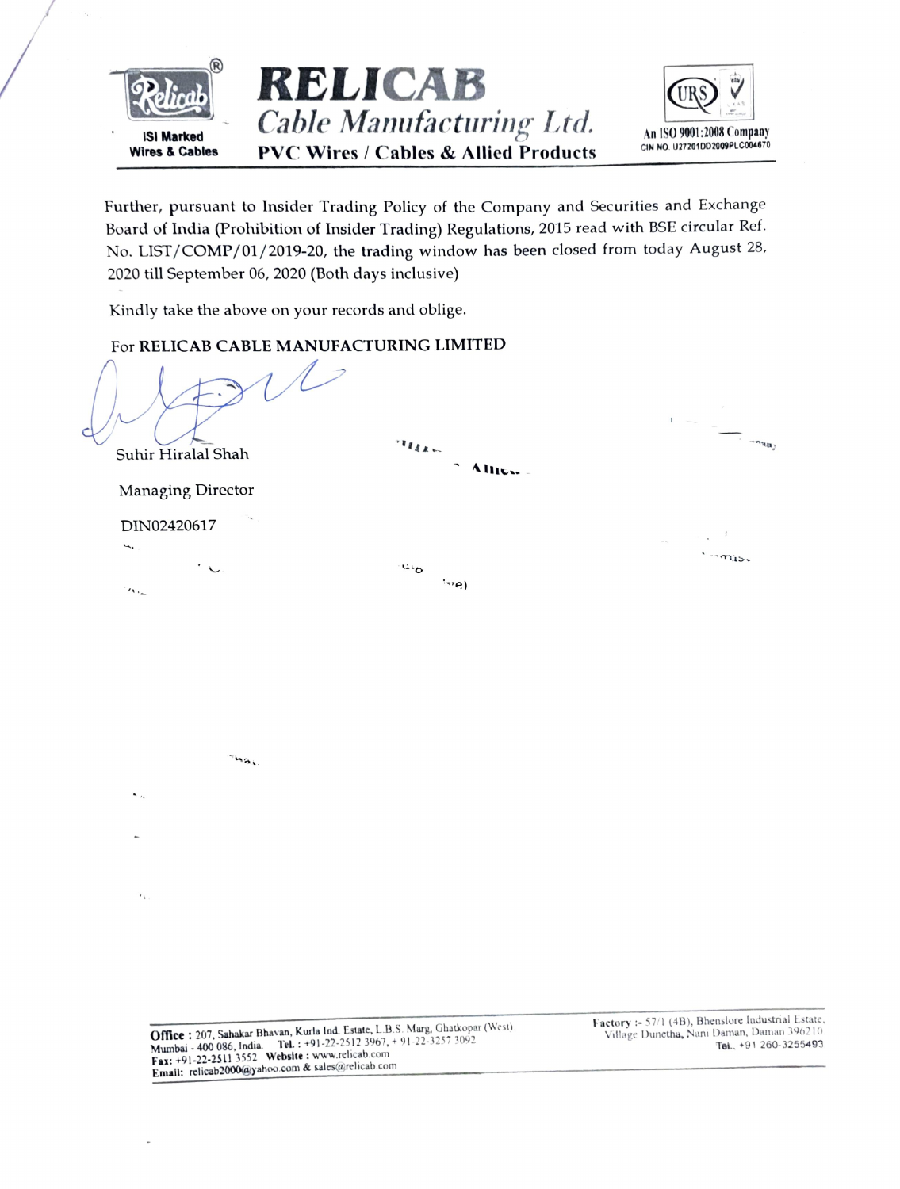Further, pursuant to Insider Trading Policy of the Company and Securities and Exchange Board of India (Prohibition of Insider Trading) Regulations, 2015 read with BSE circular Ref. No. LIST/COMP/01/2019-20, the trading window has been closed from today August 28, 2020 till September 06, 2020 (Both days inclusive)

Kindly take the above on your records and oblige.

For **RELICAB CABLE MANUFACTURING LIMITED**

Suhir Hiralal Shah

Managing Director

DIN02420617